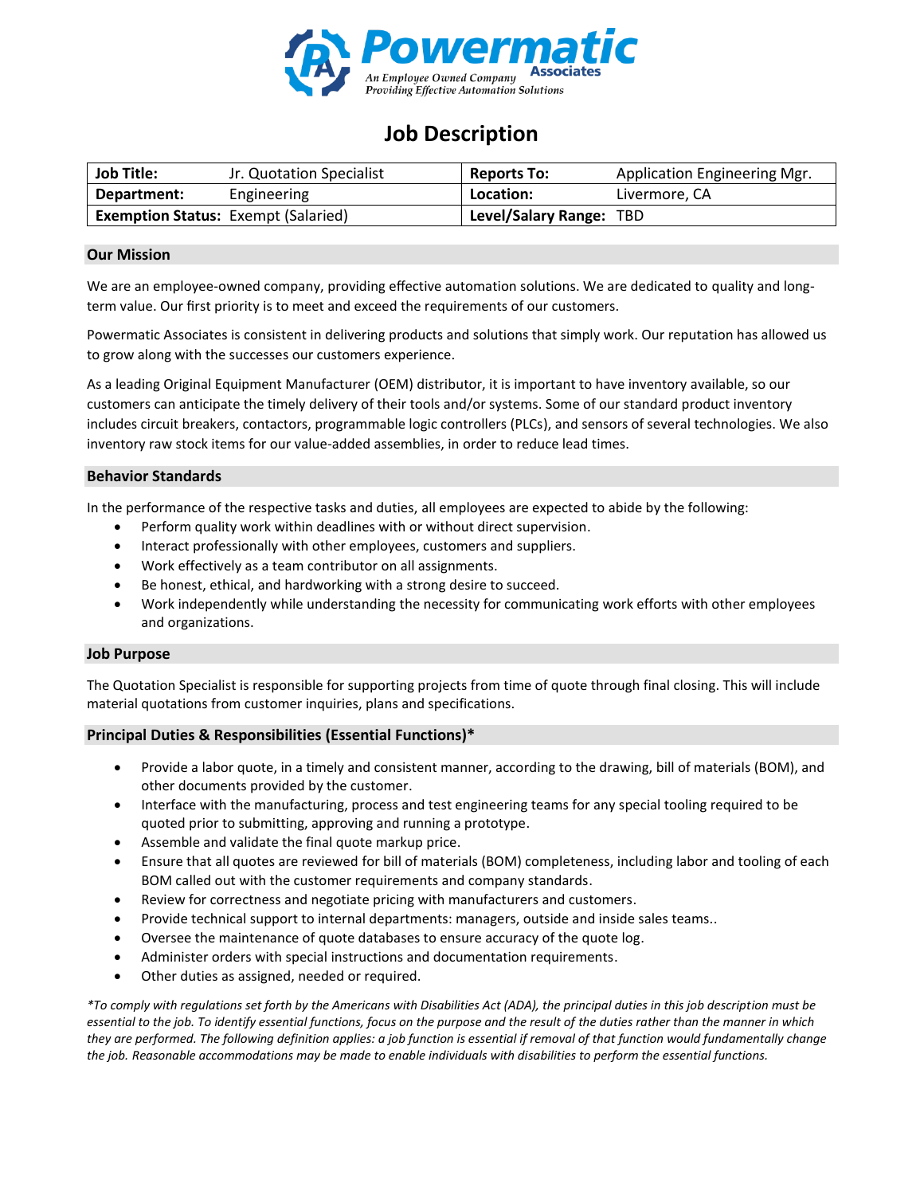Powermatic Associates

An Employee Owned Company
Providing Effective Automation Solutions

# Job Description

| **Job Title:** | Jr. Quotation Specialist | **Reports To:** | Application Engineering Mgr. |
|---|---|---|---|
| **Department:** | Engineering | **Location:** | Livermore, CA |
| **Exemption Status:** | Exempt (Salaried) | **Level/Salary Range:** | TBD |

## Our Mission

We are an employee-owned company, providing effective automation solutions. We are dedicated to quality and long-term value. Our first priority is to meet and exceed the requirements of our customers.

Powermatic Associates is consistent in delivering products and solutions that simply work. Our reputation has allowed us to grow along with the successes our customers experience.

As a leading Original Equipment Manufacturer (OEM) distributor, it is important to have inventory available, so our customers can anticipate the timely delivery of their tools and/or systems. Some of our standard product inventory includes circuit breakers, contactors, programmable logic controllers (PLCs), and sensors of several technologies. We also inventory raw stock items for our value-added assemblies, in order to reduce lead times.

## Behavior Standards

In the performance of the respective tasks and duties, all employees are expected to abide by the following:

- Perform quality work within deadlines with or without direct supervision.
- Interact professionally with other employees, customers and suppliers.
- Work effectively as a team contributor on all assignments.
- Be honest, ethical, and hardworking with a strong desire to succeed.
- Work independently while understanding the necessity for communicating work efforts with other employees and organizations.

## Job Purpose

The Quotation Specialist is responsible for supporting projects from time of quote through final closing. This will include material quotations from customer inquiries, plans and specifications.

## Principal Duties & Responsibilities (Essential Functions)*

- Provide a labor quote, in a timely and consistent manner, according to the drawing, bill of materials (BOM), and other documents provided by the customer.
- Interface with the manufacturing, process and test engineering teams for any special tooling required to be quoted prior to submitting, approving and running a prototype.
- Assemble and validate the final quote markup price.
- Ensure that all quotes are reviewed for bill of materials (BOM) completeness, including labor and tooling of each BOM called out with the customer requirements and company standards.
- Review for correctness and negotiate pricing with manufacturers and customers.
- Provide technical support to internal departments: managers, outside and inside sales teams..
- Oversee the maintenance of quote databases to ensure accuracy of the quote log.
- Administer orders with special instructions and documentation requirements.
- Other duties as assigned, needed or required.

*\*To comply with regulations set forth by the Americans with Disabilities Act (ADA), the principal duties in this job description must be essential to the job. To identify essential functions, focus on the purpose and the result of the duties rather than the manner in which they are performed. The following definition applies: a job function is essential if removal of that function would fundamentally change the job. Reasonable accommodations may be made to enable individuals with disabilities to perform the essential functions.*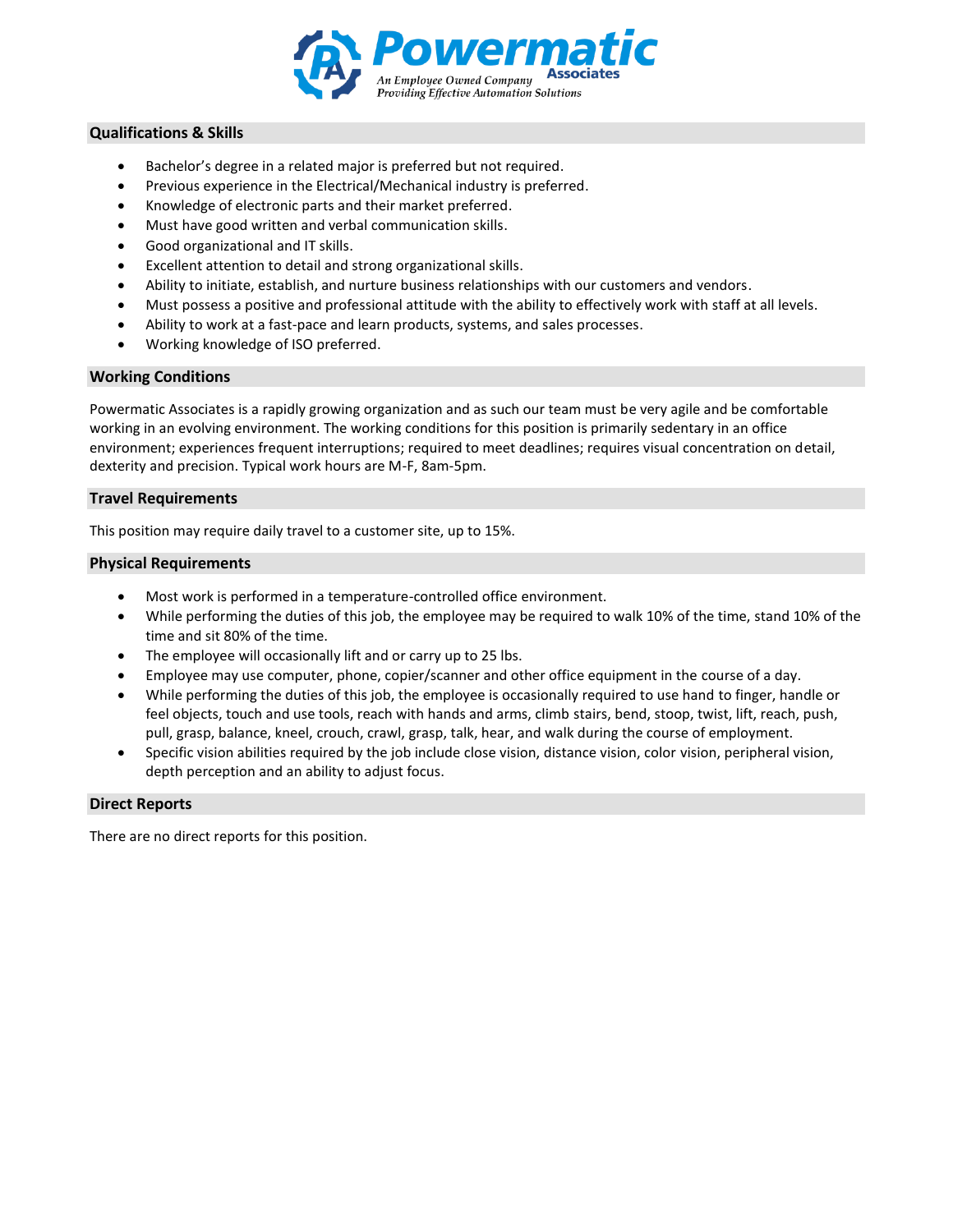## Qualifications & Skills

- Bachelor's degree in a related major is preferred but not required.
- Previous experience in the Electrical/Mechanical industry is preferred.
- Knowledge of electronic parts and their market preferred.
- Must have good written and verbal communication skills.
- Good organizational and IT skills.
- Excellent attention to detail and strong organizational skills.
- Ability to initiate, establish, and nurture business relationships with our customers and vendors.
- Must possess a positive and professional attitude with the ability to effectively work with staff at all levels.
- Ability to work at a fast-pace and learn products, systems, and sales processes.
- Working knowledge of ISO preferred.

## Working Conditions

Powermatic Associates is a rapidly growing organization and as such our team must be very agile and be comfortable working in an evolving environment. The working conditions for this position is primarily sedentary in an office environment; experiences frequent interruptions; required to meet deadlines; requires visual concentration on detail, dexterity and precision. Typical work hours are M-F, 8am-5pm.

## Travel Requirements

This position may require daily travel to a customer site, up to 15%.

## Physical Requirements

- Most work is performed in a temperature-controlled office environment.
- While performing the duties of this job, the employee may be required to walk 10% of the time, stand 10% of the time and sit 80% of the time.
- The employee will occasionally lift and or carry up to 25 lbs.
- Employee may use computer, phone, copier/scanner and other office equipment in the course of a day.
- While performing the duties of this job, the employee is occasionally required to use hand to finger, handle or feel objects, touch and use tools, reach with hands and arms, climb stairs, bend, stoop, twist, lift, reach, push, pull, grasp, balance, kneel, crouch, crawl, grasp, talk, hear, and walk during the course of employment.
- Specific vision abilities required by the job include close vision, distance vision, color vision, peripheral vision, depth perception and an ability to adjust focus.

## Direct Reports

There are no direct reports for this position.